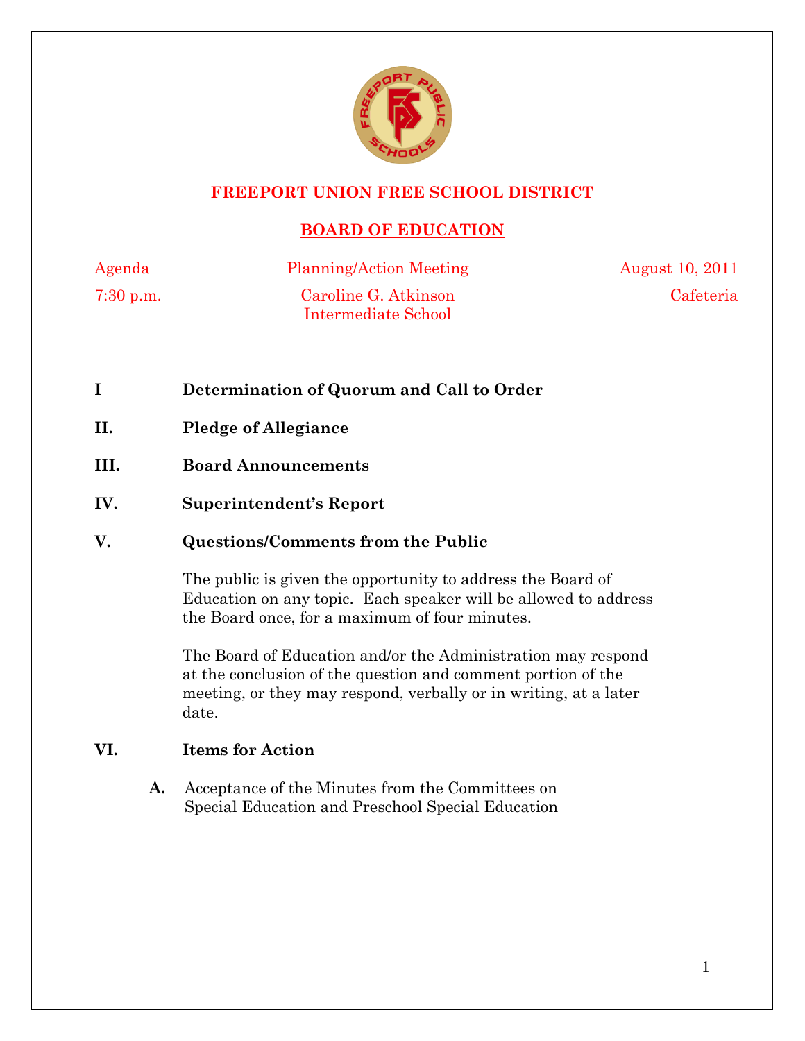# FREEPORT UNION FREE SCHOOL DISTRICT

## BOARD OF EDUCATION

| Agenda | Planning/Action Meeting | August 10, 2011 |
|---|---|---|
| 7:30 p.m. | Caroline G. Atkinson Intermediate School | Cafeteria |

**I** **Determination of Quorum and Call to Order**

**II.** **Pledge of Allegiance**

**III.** **Board Announcements**

**IV.** **Superintendent's Report**

**V.** **Questions/Comments from the Public**

The public is given the opportunity to address the Board of Education on any topic. Each speaker will be allowed to address the Board once, for a maximum of four minutes.

The Board of Education and/or the Administration may respond at the conclusion of the question and comment portion of the meeting, or they may respond, verbally or in writing, at a later date.

**VI.** **Items for Action**

**A.** Acceptance of the Minutes from the Committees on Special Education and Preschool Special Education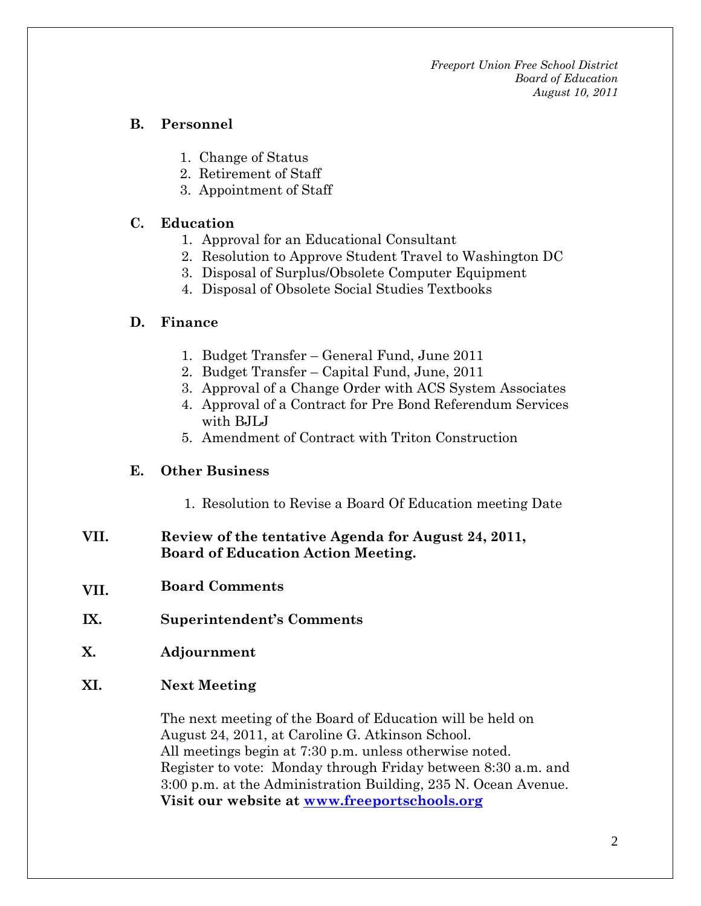**B. Personnel**

1. Change of Status
2. Retirement of Staff
3. Appointment of Staff

**C. Education**

1. Approval for an Educational Consultant
2. Resolution to Approve Student Travel to Washington DC
3. Disposal of Surplus/Obsolete Computer Equipment
4. Disposal of Obsolete Social Studies Textbooks

**D. Finance**

1. Budget Transfer – General Fund, June 2011
2. Budget Transfer – Capital Fund, June, 2011
3. Approval of a Change Order with ACS System Associates
4. Approval of a Contract for Pre Bond Referendum Services with BJLJ
5. Amendment of Contract with Triton Construction

**E. Other Business**

1. Resolution to Revise a Board Of Education meeting Date

**VII. Review of the tentative Agenda for August 24, 2011, Board of Education Action Meeting.**

**VII. Board Comments**

**IX. Superintendent's Comments**

**X. Adjournment**

**XI. Next Meeting**

The next meeting of the Board of Education will be held on August 24, 2011, at Caroline G. Atkinson School.
All meetings begin at 7:30 p.m. unless otherwise noted.
Register to vote: Monday through Friday between 8:30 a.m. and 3:00 p.m. at the Administration Building, 235 N. Ocean Avenue.
**Visit our website at [www.freeportschools.org](http://www.freeportschools.org)**